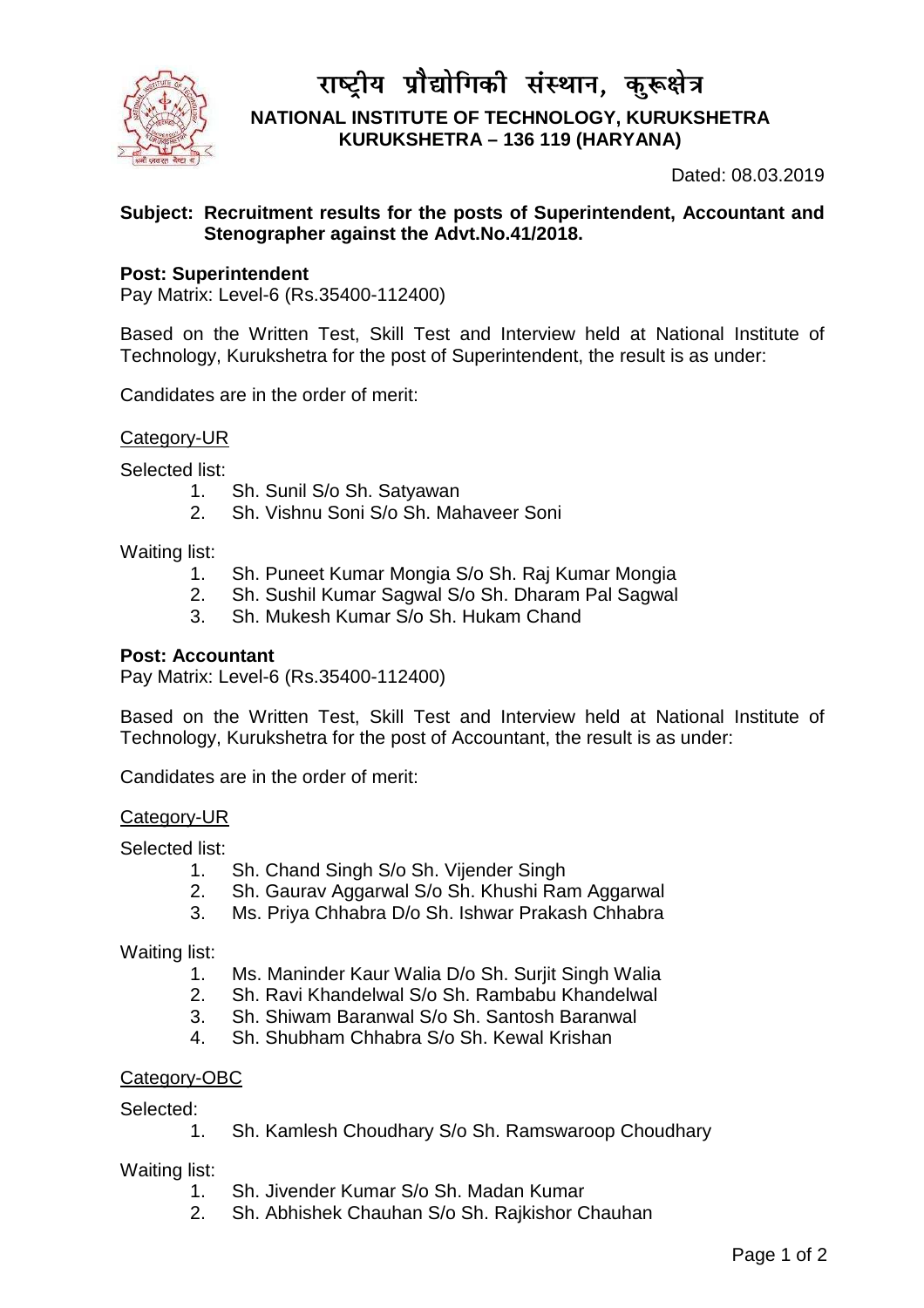# राष्ट्रीय प्रौद्योगिकी संस्थान, कुरूक्षेत्र

## NATIONAL INSTITUTE OF TECHNOLOGY, KURUKSHETRA
## KURUKSHETRA – 136 119 (HARYANA)

Dated: 08.03.2019

**Subject: Recruitment results for the posts of Superintendent, Accountant and Stenographer against the Advt.No.41/2018.**

**Post: Superintendent**
Pay Matrix: Level-6 (Rs.35400-112400)

Based on the Written Test, Skill Test and Interview held at National Institute of Technology, Kurukshetra for the post of Superintendent, the result is as under:

Candidates are in the order of merit:

<u>Category-UR</u>

Selected list:

1. Sh. Sunil S/o Sh. Satyawan
2. Sh. Vishnu Soni S/o Sh. Mahaveer Soni

Waiting list:

1. Sh. Puneet Kumar Mongia S/o Sh. Raj Kumar Mongia
2. Sh. Sushil Kumar Sagwal S/o Sh. Dharam Pal Sagwal
3. Sh. Mukesh Kumar S/o Sh. Hukam Chand

**Post: Accountant**
Pay Matrix: Level-6 (Rs.35400-112400)

Based on the Written Test, Skill Test and Interview held at National Institute of Technology, Kurukshetra for the post of Accountant, the result is as under:

Candidates are in the order of merit:

<u>Category-UR</u>

Selected list:

1. Sh. Chand Singh S/o Sh. Vijender Singh
2. Sh. Gaurav Aggarwal S/o Sh. Khushi Ram Aggarwal
3. Ms. Priya Chhabra D/o Sh. Ishwar Prakash Chhabra

Waiting list:

1. Ms. Maninder Kaur Walia D/o Sh. Surjit Singh Walia
2. Sh. Ravi Khandelwal S/o Sh. Rambabu Khandelwal
3. Sh. Shiwam Baranwal S/o Sh. Santosh Baranwal
4. Sh. Shubham Chhabra S/o Sh. Kewal Krishan

<u>Category-OBC</u>

Selected:

1. Sh. Kamlesh Choudhary S/o Sh. Ramswaroop Choudhary

Waiting list:

1. Sh. Jivender Kumar S/o Sh. Madan Kumar
2. Sh. Abhishek Chauhan S/o Sh. Rajkishor Chauhan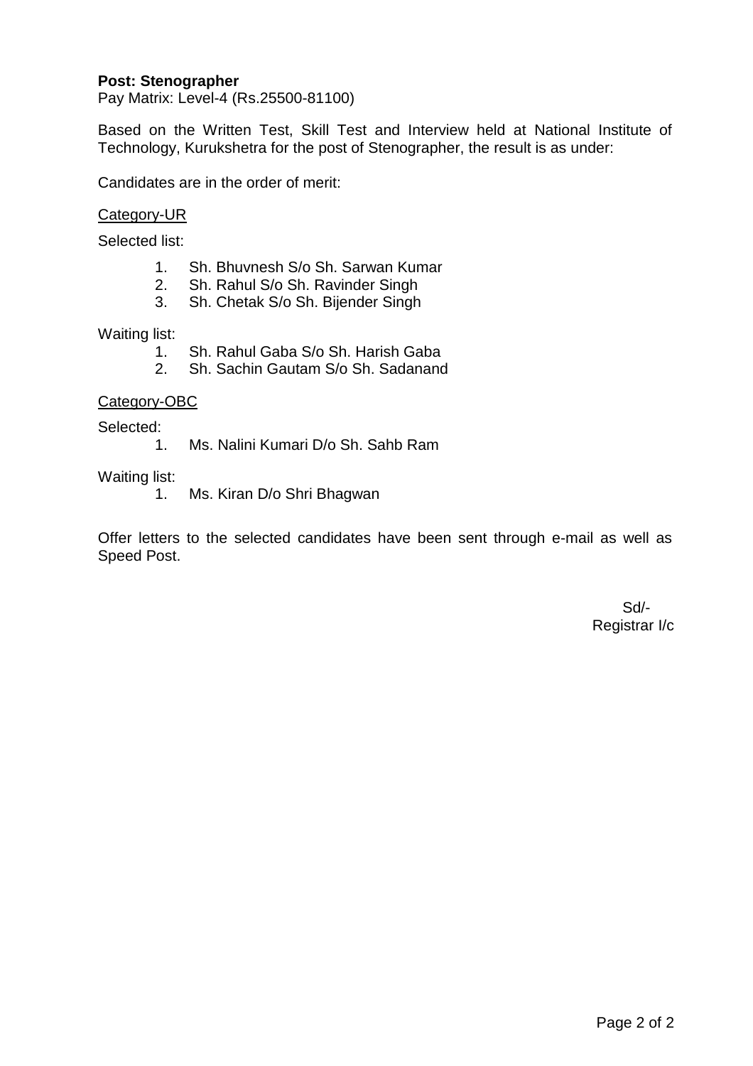**Post: Stenographer**
Pay Matrix: Level-4 (Rs.25500-81100)

Based on the Written Test, Skill Test and Interview held at National Institute of Technology, Kurukshetra for the post of Stenographer, the result is as under:

Candidates are in the order of merit:

<u>Category-UR</u>

Selected list:

1. Sh. Bhuvnesh S/o Sh. Sarwan Kumar
2. Sh. Rahul S/o Sh. Ravinder Singh
3. Sh. Chetak S/o Sh. Bijender Singh

Waiting list:

1. Sh. Rahul Gaba S/o Sh. Harish Gaba
2. Sh. Sachin Gautam S/o Sh. Sadanand

<u>Category-OBC</u>

Selected:

1. Ms. Nalini Kumari D/o Sh. Sahb Ram

Waiting list:

1. Ms. Kiran D/o Shri Bhagwan

Offer letters to the selected candidates have been sent through e-mail as well as Speed Post.

Sd/-
Registrar I/c